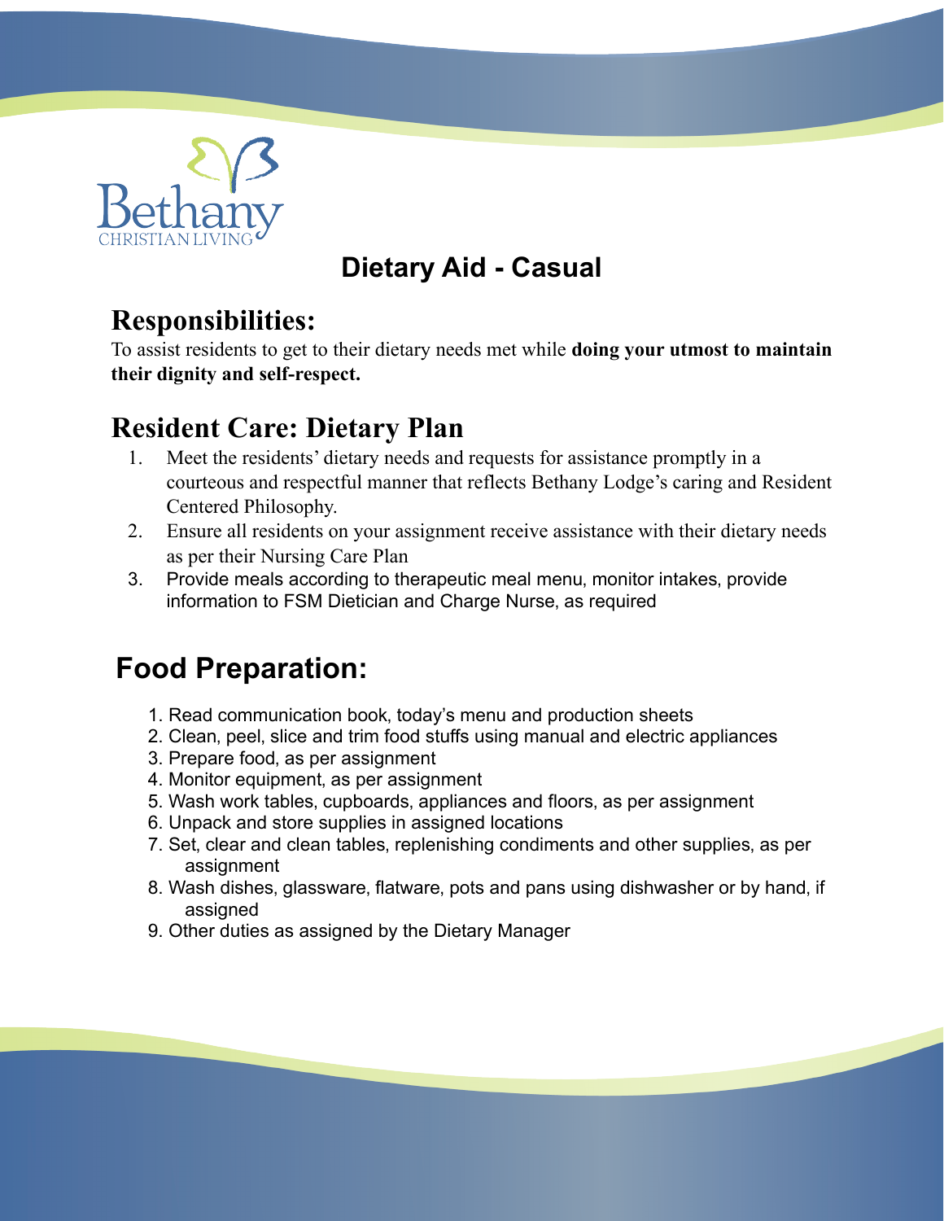Bethany
CHRISTIAN LIVING

# Dietary Aid - Casual

## Responsibilities:

To assist residents to get to their dietary needs met while **doing your utmost to maintain their dignity and self-respect.**

## Resident Care: Dietary Plan

1. Meet the residents' dietary needs and requests for assistance promptly in a courteous and respectful manner that reflects Bethany Lodge's caring and Resident Centered Philosophy.
2. Ensure all residents on your assignment receive assistance with their dietary needs as per their Nursing Care Plan
3. Provide meals according to therapeutic meal menu, monitor intakes, provide information to FSM Dietician and Charge Nurse, as required

## Food Preparation:

1. Read communication book, today's menu and production sheets
2. Clean, peel, slice and trim food stuffs using manual and electric appliances
3. Prepare food, as per assignment
4. Monitor equipment, as per assignment
5. Wash work tables, cupboards, appliances and floors, as per assignment
6. Unpack and store supplies in assigned locations
7. Set, clear and clean tables, replenishing condiments and other supplies, as per assignment
8. Wash dishes, glassware, flatware, pots and pans using dishwasher or by hand, if assigned
9. Other duties as assigned by the Dietary Manager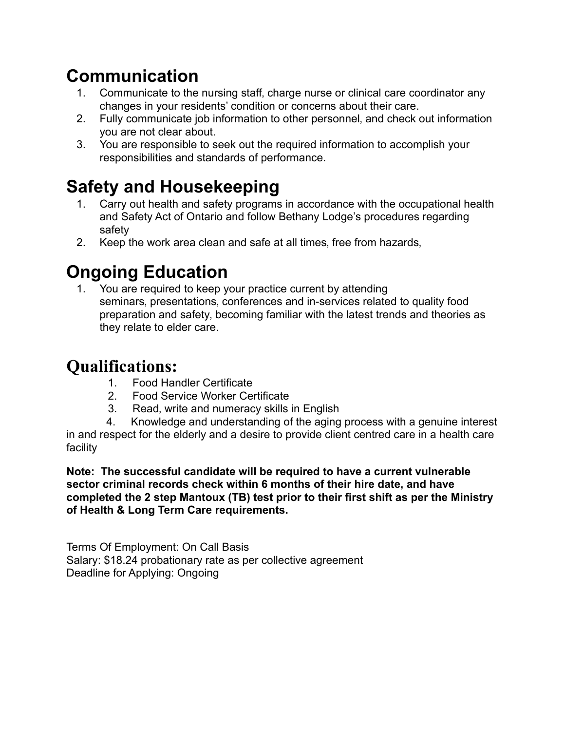## Communication

1. Communicate to the nursing staff, charge nurse or clinical care coordinator any changes in your residents' condition or concerns about their care.
2. Fully communicate job information to other personnel, and check out information you are not clear about.
3. You are responsible to seek out the required information to accomplish your responsibilities and standards of performance.

## Safety and Housekeeping

1. Carry out health and safety programs in accordance with the occupational health and Safety Act of Ontario and follow Bethany Lodge's procedures regarding safety
2. Keep the work area clean and safe at all times, free from hazards,

## Ongoing Education

1. You are required to keep your practice current by attending seminars, presentations, conferences and in-services related to quality food preparation and safety, becoming familiar with the latest trends and theories as they relate to elder care.

## Qualifications:

1. Food Handler Certificate
2. Food Service Worker Certificate
3. Read, write and numeracy skills in English
4. Knowledge and understanding of the aging process with a genuine interest in and respect for the elderly and a desire to provide client centred care in a health care facility

**Note: The successful candidate will be required to have a current vulnerable sector criminal records check within 6 months of their hire date, and have completed the 2 step Mantoux (TB) test prior to their first shift as per the Ministry of Health & Long Term Care requirements.**

Terms Of Employment: On Call Basis
Salary: $18.24 probationary rate as per collective agreement
Deadline for Applying: Ongoing